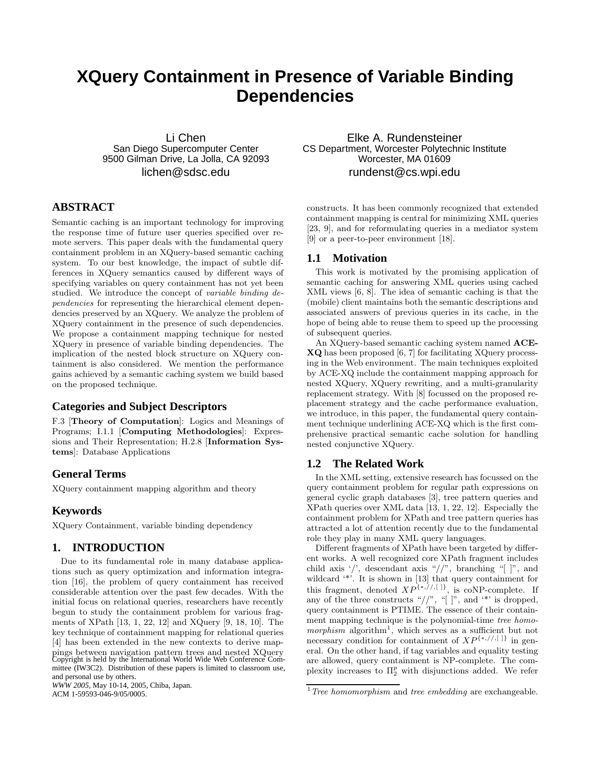# XQuery Containment in Presence of Variable Binding Dependencies

Li Chen
San Diego Supercomputer Center
9500 Gilman Drive, La Jolla, CA 92093
lichen@sdsc.edu

Elke A. Rundensteiner
CS Department, Worcester Polytechnic Institute
Worcester, MA 01609
rundenst@cs.wpi.edu

## ABSTRACT

Semantic caching is an important technology for improving the response time of future user queries specified over remote servers. This paper deals with the fundamental query containment problem in an XQuery-based semantic caching system. To our best knowledge, the impact of subtle differences in XQuery semantics caused by different ways of specifying variables on query containment has not yet been studied. We introduce the concept of *variable binding dependencies* for representing the hierarchical element dependencies preserved by an XQuery. We analyze the problem of XQuery containment in the presence of such dependencies. We propose a containment mapping technique for nested XQuery in presence of variable binding dependencies. The implication of the nested block structure on XQuery containment is also considered. We mention the performance gains achieved by a semantic caching system we build based on the proposed technique.

### Categories and Subject Descriptors

F.3 [**Theory of Computation**]: Logics and Meanings of Programs; I.1.1 [**Computing Methodologies**]: Expressions and Their Representation; H.2.8 [**Information Systems**]: Database Applications

### General Terms

XQuery containment mapping algorithm and theory

### Keywords

XQuery Containment, variable binding dependency

## 1. INTRODUCTION

Due to its fundamental role in many database applications such as query optimization and information integration [16], the problem of query containment has received considerable attention over the past few decades. With the initial focus on relational queries, researchers have recently begun to study the containment problem for various fragments of XPath [13, 1, 22, 12] and XQuery [9, 18, 10]. The key technique of containment mapping for relational queries [4] has been extended in the new contexts to derive mappings between navigation pattern trees and nested XQuery constructs. It has been commonly recognized that extended containment mapping is central for minimizing XML queries [23, 9], and for reformulating queries in a mediator system [9] or a peer-to-peer environment [18].

### 1.1 Motivation

This work is motivated by the promising application of semantic caching for answering XML queries using cached XML views [6, 8]. The idea of semantic caching is that the (mobile) client maintains both the semantic descriptions and associated answers of previous queries in its cache, in the hope of being able to reuse them to speed up the processing of subsequent queries.

An XQuery-based semantic caching system named **ACE-XQ** has been proposed [6, 7] for facilitating XQuery processing in the Web environment. The main techniques exploited by ACE-XQ include the containment mapping approach for nested XQuery, XQuery rewriting, and a multi-granularity replacement strategy. With [8] focussed on the proposed replacement strategy and the cache performance evaluation, we introduce, in this paper, the fundamental query containment technique underlining ACE-XQ which is the first comprehensive practical semantic cache solution for handling nested conjunctive XQuery.

### 1.2 The Related Work

In the XML setting, extensive research has focussed on the query containment problem for regular path expressions on general cyclic graph databases [3], tree pattern queries and XPath queries over XML data [13, 1, 22, 12]. Especially the containment problem for XPath and tree pattern queries has attracted a lot of attention recently due to the fundamental role they play in many XML query languages.

Different fragments of XPath have been targeted by different works. A well recognized core XPath fragment includes child axis '/', descendant axis "//", branching "[ ]", and wildcard '*'. It is shown in [13] that query containment for this fragment, denoted $XP^{\{*,//,[\,]\}}$, is coNP-complete. If any of the three constructs "//", "[ ]", and '*' is dropped, query containment is PTIME. The essence of their containment mapping technique is the polynomial-time *tree homomorphism* algorithm[1], which serves as a sufficient but not necessary condition for containment of $XP^{\{*,//,[\,]\}}$ in general. On the other hand, if tag variables and equality testing are allowed, query containment is NP-complete. The complexity increases to $\Pi_2^p$ with disjunctions added. We refer

[1] *Tree homomorphism* and *tree embedding* are exchangeable.

Copyright is held by the International World Wide Web Conference Committee (IW3C2). Distribution of these papers is limited to classroom use, and personal use by others.
*WWW 2005*, May 10-14, 2005, Chiba, Japan.
ACM 1-59593-046-9/05/0005.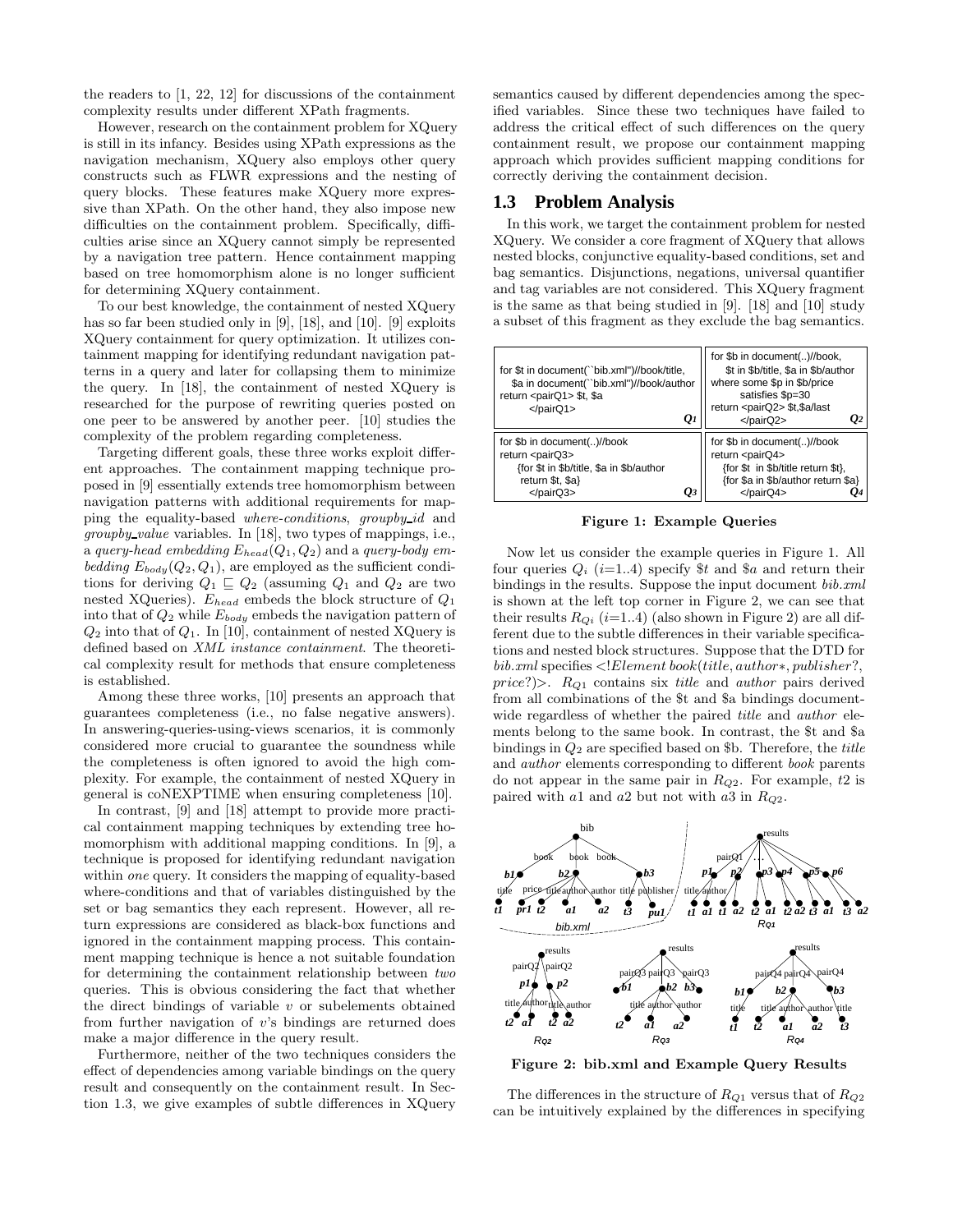the readers to [1, 22, 12] for discussions of the containment complexity results under different XPath fragments.

However, research on the containment problem for XQuery is still in its infancy. Besides using XPath expressions as the navigation mechanism, XQuery also employs other query constructs such as FLWR expressions and the nesting of query blocks. These features make XQuery more expressive than XPath. On the other hand, they also impose new difficulties on the containment problem. Specifically, difficulties arise since an XQuery cannot simply be represented by a navigation tree pattern. Hence containment mapping based on tree homomorphism alone is no longer sufficient for determining XQuery containment.

To our best knowledge, the containment of nested XQuery has so far been studied only in [9], [18], and [10]. [9] exploits XQuery containment for query optimization. It utilizes containment mapping for identifying redundant navigation patterns in a query and later for collapsing them to minimize the query. In [18], the containment of nested XQuery is researched for the purpose of rewriting queries posted on one peer to be answered by another peer. [10] studies the complexity of the problem regarding completeness.

Targeting different goals, these three works exploit different approaches. The containment mapping technique proposed in [9] essentially extends tree homomorphism between navigation patterns with additional requirements for mapping the equality-based *where-conditions*, *groupby_id* and *groupby_value* variables. In [18], two types of mappings, i.e., a *query-head embedding* $E_{head}(Q_1, Q_2)$ and a *query-body embedding* $E_{body}(Q_2, Q_1)$, are employed as the sufficient conditions for deriving $Q_1 \sqsubseteq Q_2$ (assuming $Q_1$ and $Q_2$ are two nested XQueries). $E_{head}$ embeds the block structure of $Q_1$ into that of $Q_2$ while $E_{body}$ embeds the navigation pattern of $Q_2$ into that of $Q_1$. In [10], containment of nested XQuery is defined based on *XML instance containment*. The theoretical complexity result for methods that ensure completeness is established.

Among these three works, [10] presents an approach that guarantees completeness (i.e., no false negative answers). In answering-queries-using-views scenarios, it is commonly considered more crucial to guarantee the soundness while the completeness is often ignored to avoid the high complexity. For example, the containment of nested XQuery in general is coNEXPTIME when ensuring completeness [10].

In contrast, [9] and [18] attempt to provide more practical containment mapping techniques by extending tree homomorphism with additional mapping conditions. In [9], a technique is proposed for identifying redundant navigation within *one* query. It considers the mapping of equality-based where-conditions and that of variables distinguished by the set or bag semantics they each represent. However, all return expressions are considered as black-box functions and ignored in the containment mapping process. This containment mapping technique is hence a not suitable foundation for determining the containment relationship between *two* queries. This is obvious considering the fact that whether the direct bindings of variable $v$ or subelements obtained from further navigation of $v$'s bindings are returned does make a major difference in the query result.

Furthermore, neither of the two techniques considers the effect of dependencies among variable bindings on the query result and consequently on the containment result. In Section 1.3, we give examples of subtle differences in XQuery semantics caused by different dependencies among the specified variables. Since these two techniques have failed to address the critical effect of such differences on the query containment result, we propose our containment mapping approach which provides sufficient mapping conditions for correctly deriving the containment decision.

## 1.3 Problem Analysis

In this work, we target the containment problem for nested XQuery. We consider a core fragment of XQuery that allows nested blocks, conjunctive equality-based conditions, set and bag semantics. Disjunctions, negations, universal quantifier and tag variables are not considered. This XQuery fragment is the same as that being studied in [9]. [18] and [10] study a subset of this fragment as they exclude the bag semantics.

```
for $t in document(``bib.xml")//book/title,
    $a in document(``bib.xml")//book/author
return <pairQ1> $t, $a
       </pairQ1>                                   Q1
```

```
for $b in document(..)//book,
    $t in $b/title, $a in $b/author
where some $p in $b/price
      satisfies $p=30
return <pairQ2> $t,$a/last
       </pairQ2>                                   Q2
```

```
for $b in document(..)//book
return <pairQ3>
   {for $t in $b/title, $a in $b/author
    return $t, $a}
       </pairQ3>                                   Q3
```

```
for $b in document(..)//book
return <pairQ4>
    {for $t in $b/title return $t},
    {for $a in $b/author return $a}
       </pairQ4>                                   Q4
```

**Figure 1: Example Queries**

Now let us consider the example queries in Figure 1. All four queries $Q_i$ ($i$=1..4) specify $t and $a and return their bindings in the results. Suppose the input document *bib.xml* is shown at the left top corner in Figure 2, we can see that their results $R_{Qi}$ ($i$=1..4) (also shown in Figure 2) are all different due to the subtle differences in their variable specifications and nested block structures. Suppose that the DTD for *bib.xml* specifies <!*Element book*(*title*, *author*∗, *publisher*?, *price*?)>. $R_{Q1}$ contains six *title* and *author* pairs derived from all combinations of the $t and $a bindings documentwide regardless of whether the paired *title* and *author* elements belong to the same book. In contrast, the $t and $a bindings in $Q_2$ are specified based on $b. Therefore, the *title* and *author* elements corresponding to different *book* parents do not appear in the same pair in $R_{Q2}$. For example, *t*2 is paired with *a*1 and *a*2 but not with *a*3 in $R_{Q2}$.

**Figure 2: bib.xml and Example Query Results**

The differences in the structure of $R_{Q1}$ versus that of $R_{Q2}$ can be intuitively explained by the differences in specifying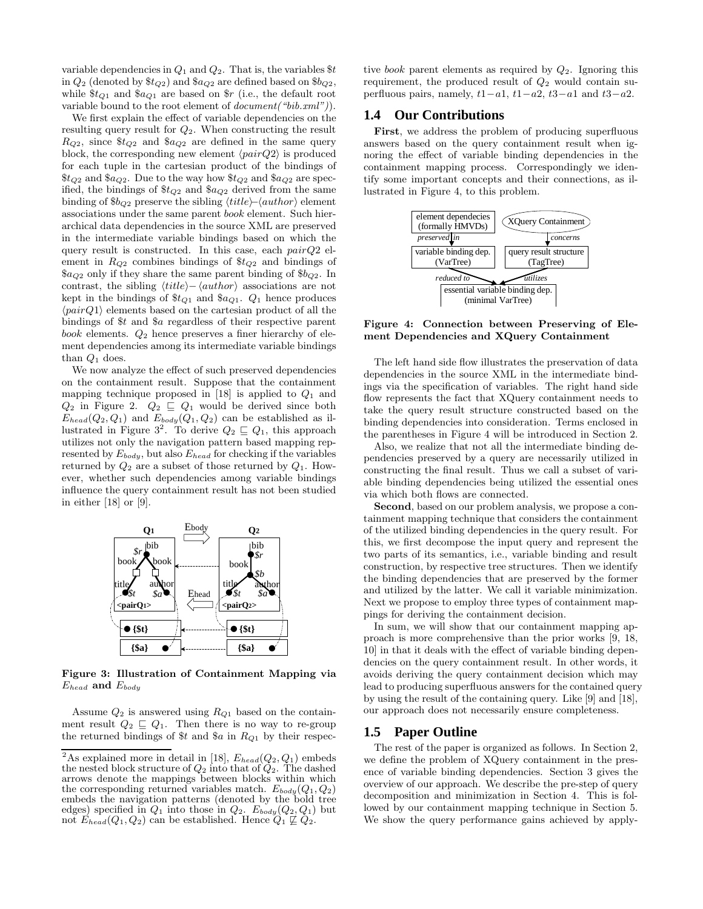variable dependencies in $Q_1$ and $Q_2$. That is, the variables $\$t$ in $Q_2$ (denoted by $\$t_{Q2}$) and $\$a_{Q2}$ are defined based on $\$b_{Q2}$, while $\$t_{Q1}$ and $\$a_{Q1}$ are based on $\$r$ (i.e., the default root variable bound to the root element of *document("bib.xml")*).

We first explain the effect of variable dependencies on the resulting query result for $Q_2$. When constructing the result $R_{Q2}$, since $\$t_{Q2}$ and $\$a_{Q2}$ are defined in the same query block, the corresponding new element $\langle pairQ2 \rangle$ is produced for each tuple in the cartesian product of the bindings of $\$t_{Q2}$ and $\$a_{Q2}$. Due to the way how $\$t_{Q2}$ and $\$a_{Q2}$ are specified, the bindings of $\$t_{Q2}$ and $\$a_{Q2}$ derived from the same binding of $\$b_{Q2}$ preserve the sibling $\langle title \rangle$–$\langle author \rangle$ element associations under the same parent *book* element. Such hierarchical data dependencies in the source XML are preserved in the intermediate variable bindings based on which the query result is constructed. In this case, each $pairQ2$ element in $R_{Q2}$ combines bindings of $\$t_{Q2}$ and bindings of $\$a_{Q2}$ only if they share the same parent binding of $\$b_{Q2}$. In contrast, the sibling $\langle title \rangle$– $\langle author \rangle$ associations are not kept in the bindings of $\$t_{Q1}$ and $\$a_{Q1}$. $Q_1$ hence produces $\langle pairQ1 \rangle$ elements based on the cartesian product of all the bindings of $\$t$ and $\$a$ regardless of their respective parent *book* elements. $Q_2$ hence preserves a finer hierarchy of element dependencies among its intermediate variable bindings than $Q_1$ does.

We now analyze the effect of such preserved dependencies on the containment result. Suppose that the containment mapping technique proposed in [18] is applied to $Q_1$ and $Q_2$ in Figure 2. $Q_2 \sqsubseteq Q_1$ would be derived since both $E_{head}(Q_2, Q_1)$ and $E_{body}(Q_1, Q_2)$ can be established as illustrated in Figure 3[2]. To derive $Q_2 \sqsubseteq Q_1$, this approach utilizes not only the navigation pattern based mapping represented by $E_{body}$, but also $E_{head}$ for checking if the variables returned by $Q_2$ are a subset of those returned by $Q_1$. However, whether such dependencies among variable bindings influence the query containment result has not been studied in either [18] or [9].

**Figure 3: Illustration of Containment Mapping via $E_{head}$ and $E_{body}$**

Assume $Q_2$ is answered using $R_{Q1}$ based on the containment result $Q_2 \sqsubseteq Q_1$. Then there is no way to re-group the returned bindings of $\$t$ and $\$a$ in $R_{Q1}$ by their respective *book* parent elements as required by $Q_2$. Ignoring this requirement, the produced result of $Q_2$ would contain superfluous pairs, namely, $t1-a1$, $t1-a2$, $t3-a1$ and $t3-a2$.

[2] As explained more in detail in [18], $E_{head}(Q_2, Q_1)$ embeds the nested block structure of $Q_2$ into that of $Q_2$. The dashed arrows denote the mappings between blocks within which the corresponding returned variables match. $E_{body}(Q_1, Q_2)$ embeds the navigation patterns (denoted by the bold tree edges) specified in $Q_1$ into those in $Q_2$. $E_{body}(Q_2, Q_1)$ but not $E_{head}(Q_1, Q_2)$ can be established. Hence $Q_1 \not\sqsubseteq Q_2$.

## 1.4 Our Contributions

**First**, we address the problem of producing superfluous answers based on the query containment result when ignoring the effect of variable binding dependencies in the containment mapping process. Correspondingly we identify some important concepts and their connections, as illustrated in Figure 4, to this problem.

**Figure 4: Connection between Preserving of Element Dependencies and XQuery Containment**

The left hand side flow illustrates the preservation of data dependencies in the source XML in the intermediate bindings via the specification of variables. The right hand side flow represents the fact that XQuery containment needs to take the query result structure constructed based on the binding dependencies into consideration. Terms enclosed in the parentheses in Figure 4 will be introduced in Section 2.

Also, we realize that not all the intermediate binding dependencies preserved by a query are necessarily utilized in constructing the final result. Thus we call a subset of variable binding dependencies being utilized the essential ones via which both flows are connected.

**Second**, based on our problem analysis, we propose a containment mapping technique that considers the containment of the utilized binding dependencies in the query result. For this, we first decompose the input query and represent the two parts of its semantics, i.e., variable binding and result construction, by respective tree structures. Then we identify the binding dependencies that are preserved by the former and utilized by the latter. We call it variable minimization. Next we propose to employ three types of containment mappings for deriving the containment decision.

In sum, we will show that our containment mapping approach is more comprehensive than the prior works [9, 18, 10] in that it deals with the effect of variable binding dependencies on the query containment result. In other words, it avoids deriving the query containment decision which may lead to producing superfluous answers for the contained query by using the result of the containing query. Like [9] and [18], our approach does not necessarily ensure completeness.

## 1.5 Paper Outline

The rest of the paper is organized as follows. In Section 2, we define the problem of XQuery containment in the presence of variable binding dependencies. Section 3 gives the overview of our approach. We describe the pre-step of query decomposition and minimization in Section 4. This is followed by our containment mapping technique in Section 5. We show the query performance gains achieved by apply-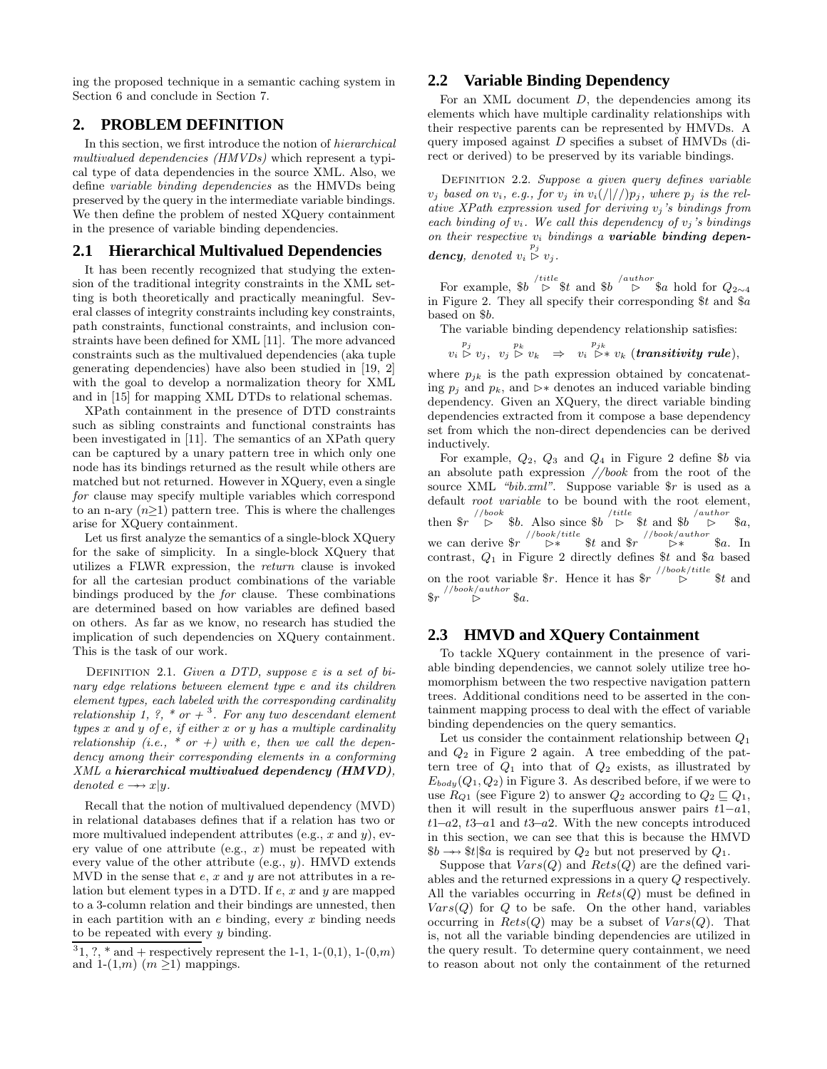ing the proposed technique in a semantic caching system in Section 6 and conclude in Section 7.

## 2. PROBLEM DEFINITION

In this section, we first introduce the notion of *hierarchical multivalued dependencies (HMVDs)* which represent a typical type of data dependencies in the source XML. Also, we define *variable binding dependencies* as the HMVDs being preserved by the query in the intermediate variable bindings. We then define the problem of nested XQuery containment in the presence of variable binding dependencies.

### 2.1 Hierarchical Multivalued Dependencies

It has been recently recognized that studying the extension of the traditional integrity constraints in the XML setting is both theoretically and practically meaningful. Several classes of integrity constraints including key constraints, path constraints, functional constraints, and inclusion constraints have been defined for XML [11]. The more advanced constraints such as the multivalued dependencies (aka tuple generating dependencies) have also been studied in [19, 2] with the goal to develop a normalization theory for XML and in [15] for mapping XML DTDs to relational schemas.

XPath containment in the presence of DTD constraints such as sibling constraints and functional constraints has been investigated in [11]. The semantics of an XPath query can be captured by a unary pattern tree in which only one node has its bindings returned as the result while others are matched but not returned. However in XQuery, even a single *for* clause may specify multiple variables which correspond to an n-ary ($n \geq 1$) pattern tree. This is where the challenges arise for XQuery containment.

Let us first analyze the semantics of a single-block XQuery for the sake of simplicity. In a single-block XQuery that utilizes a FLWR expression, the *return* clause is invoked for all the cartesian product combinations of the variable bindings produced by the *for* clause. These combinations are determined based on how variables are defined based on others. As far as we know, no research has studied the implication of such dependencies on XQuery containment. This is the task of our work.

Definition 2.1. *Given a DTD, suppose $\varepsilon$ is a set of binary edge relations between element type e and its children element types, each labeled with the corresponding cardinality relationship 1, ?, * or +* [3]*. For any two descendant element types x and y of e, if either x or y has a multiple cardinality relationship (i.e., * or +) with e, then we call the dependency among their corresponding elements in a conforming XML a **hierarchical multivalued dependency (HMVD)**, denoted $e \twoheadrightarrow x|y$.*

Recall that the notion of multivalued dependency (MVD) in relational databases defines that if a relation has two or more multivalued independent attributes (e.g., $x$ and $y$), every value of one attribute (e.g., $x$) must be repeated with every value of the other attribute (e.g., $y$). HMVD extends MVD in the sense that $e$, $x$ and $y$ are not attributes in a relation but element types in a DTD. If $e$, $x$ and $y$ are mapped to a 3-column relation and their bindings are unnested, then in each partition with an $e$ binding, every $x$ binding needs to be repeated with every $y$ binding.

[3] 1, ?, * and + respectively represent the 1-1, 1-(0,1), 1-(0,$m$) and 1-(1,$m$) ($m \geq 1$) mappings.

### 2.2 Variable Binding Dependency

For an XML document $D$, the dependencies among its elements which have multiple cardinality relationships with their respective parents can be represented by HMVDs. A query imposed against $D$ specifies a subset of HMVDs (direct or derived) to be preserved by its variable bindings.

Definition 2.2. *Suppose a given query defines variable $v_j$ based on $v_i$, e.g., for $v_j$ in $v_i(/|//)p_j$, where $p_j$ is the relative XPath expression used for deriving $v_j$'s bindings from each binding of $v_i$. We call this dependency of $v_j$'s bindings on their respective $v_i$ bindings a **variable binding dependency**, denoted $v_i \overset{p_j}{\triangleright} v_j$.*

For example, $\$b \overset{/title}{\triangleright} \$t$ and $\$b \overset{/author}{\triangleright} \$a$ hold for $Q_{2\sim4}$ in Figure 2. They all specify their corresponding \$t and \$a based on \$b.

The variable binding dependency relationship satisfies:

$$v_i \overset{p_j}{\triangleright} v_j,\ \ v_j \overset{p_k}{\triangleright} v_k \ \ \Rightarrow \ \ v_i \overset{p_{jk}}{\triangleright *} v_k \ (\textbf{\textit{transitivity rule}}),$$

where $p_{jk}$ is the path expression obtained by concatenating $p_j$ and $p_k$, and $\triangleright*$ denotes an induced variable binding dependency. Given an XQuery, the direct variable binding dependencies extracted from it compose a base dependency set from which the non-direct dependencies can be derived inductively.

For example, $Q_2$, $Q_3$ and $Q_4$ in Figure 2 define \$b via an absolute path expression *//book* from the root of the source XML *"bib.xml"*. Suppose variable \$r is used as a default *root variable* to be bound with the root element, then $\$r \overset{//book}{\triangleright} \$b$. Also since $\$b \overset{/title}{\triangleright} \$t$ and $\$b \overset{/author}{\triangleright} \$a$, we can derive $\$r \overset{//book/title}{\triangleright *} \$t$ and $\$r \overset{//book/author}{\triangleright *} \$a$. In contrast, $Q_1$ in Figure 2 directly defines \$t and \$a based on the root variable \$r. Hence it has $\$r \overset{//book/title}{\triangleright} \$t$ and $\$r \overset{//book/author}{\triangleright} \$a$.

### 2.3 HMVD and XQuery Containment

To tackle XQuery containment in the presence of variable binding dependencies, we cannot solely utilize tree homomorphism between the two respective navigation pattern trees. Additional conditions need to be asserted in the containment mapping process to deal with the effect of variable binding dependencies on the query semantics.

Let us consider the containment relationship between $Q_1$ and $Q_2$ in Figure 2 again. A tree embedding of the pattern tree of $Q_1$ into that of $Q_2$ exists, as illustrated by $E_{body}(Q_1, Q_2)$ in Figure 3. As described before, if we were to use $R_{Q1}$ (see Figure 2) to answer $Q_2$ according to $Q_2 \sqsubseteq Q_1$, then it will result in the superfluous answer pairs $t1$–$a2$, $t1$–$a1$, $t3$–$a2$ and $t3$–$a1$. With the new concepts introduced in this section, we can see that this is because the HMVD $\$b \twoheadrightarrow \$t|\$a$ is required by $Q_2$ but not preserved by $Q_1$.

Suppose that $Vars(Q)$ and $Rets(Q)$ are the defined variables and the returned expressions in a query $Q$ respectively. All the variables occurring in $Rets(Q)$ must be defined in $Vars(Q)$ for $Q$ to be safe. On the other hand, variables occurring in $Rets(Q)$ may be a subset of $Vars(Q)$. That is, not all the variable binding dependencies are utilized in the query result. To determine query containment, we need to reason about not only the containment of the returned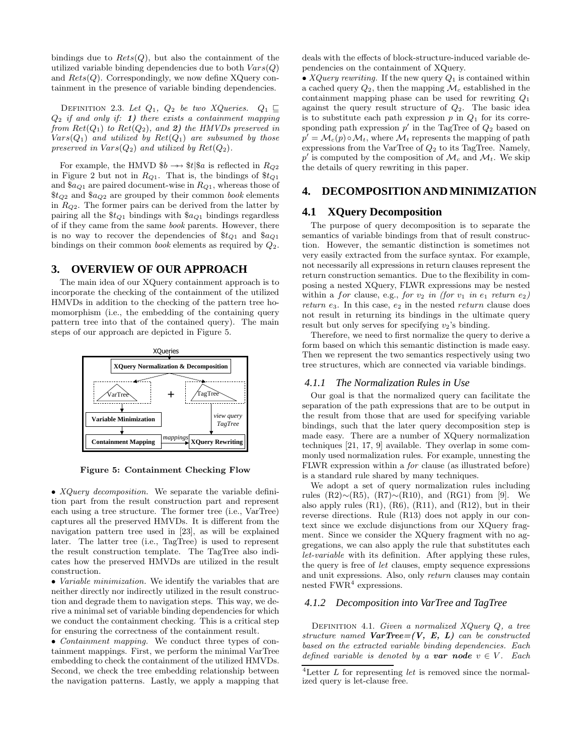bindings due to $Rets(Q)$, but also the containment of the utilized variable binding dependencies due to both $Vars(Q)$ and $Rets(Q)$. Correspondingly, we now define XQuery containment in the presence of variable binding dependencies.

Definition 2.3. *Let $Q_1$, $Q_2$ be two XQueries. $Q_1 \sqsubseteq Q_2$ if and only if: **1)** there exists a containment mapping from $Ret(Q_1)$ to $Ret(Q_2)$, and **2)** the HMVDs preserved in $Vars(Q_1)$ and utilized by $Ret(Q_1)$ are subsumed by those preserved in $Vars(Q_2)$ and utilized by $Ret(Q_2)$.*

For example, the HMVD $\$b \twoheadrightarrow \$t|\$a$ is reflected in $R_{Q2}$ in Figure 2 but not in $R_{Q1}$. That is, the bindings of $\$t_{Q1}$ and $\$a_{Q1}$ are paired document-wise in $R_{Q1}$, whereas those of $\$t_{Q2}$ and $\$a_{Q2}$ are grouped by their common *book* elements in $R_{Q2}$. The former pairs can be derived from the latter by pairing all the $\$t_{Q1}$ bindings with $\$a_{Q1}$ bindings regardless of if they came from the same *book* parents. However, there is no way to recover the dependencies of $\$t_{Q1}$ and $\$a_{Q1}$ bindings on their common *book* elements as required by $Q_2$.

## 3. OVERVIEW OF OUR APPROACH

The main idea of our XQuery containment approach is to incorporate the checking of the containment of the utilized HMVDs in addition to the checking of the pattern tree homomorphism (i.e., the embedding of the containing query pattern tree into that of the contained query). The main steps of our approach are depicted in Figure 5.

**Figure 5: Containment Checking Flow**

- *XQuery decomposition.* We separate the variable definition part from the result construction part and represent each using a tree structure. The former tree (i.e., VarTree) captures all the preserved HMVDs. It is different from the navigation pattern tree used in [23], as will be explained later. The latter tree (i.e., TagTree) is used to represent the result construction template. The TagTree also indicates how the preserved HMVDs are utilized in the result construction.
- *Variable minimization.* We identify the variables that are neither directly nor indirectly utilized in the result construction and degrade them to navigation steps. This way, we derive a minimal set of variable binding dependencies for which we conduct the containment checking. This is a critical step for ensuring the correctness of the containment result.
- *Containment mapping.* We conduct three types of containment mappings. First, we perform the minimal VarTree embedding to check the containment of the utilized HMVDs. Second, we check the tree embedding relationship between the navigation patterns. Lastly, we apply a mapping that deals with the effects of block-structure-induced variable dependencies on the containment of XQuery.
- *XQuery rewriting.* If the new query $Q_1$ is contained within a cached query $Q_2$, then the mapping $\mathcal{M}_c$ established in the containment mapping phase can be used for rewriting $Q_1$ against the query result structure of $Q_2$. The basic idea is to substitute each path expression $p$ in $Q_1$ for its corresponding path expression $p'$ in the TagTree of $Q_2$ based on $p' = \mathcal{M}_c(p) \circ \mathcal{M}_t$, where $\mathcal{M}_t$ represents the mapping of path expressions from the VarTree of $Q_2$ to its TagTree. Namely, $p'$ is computed by the composition of $\mathcal{M}_c$ and $\mathcal{M}_t$. We skip the details of query rewriting in this paper.

## 4. DECOMPOSITION AND MINIMIZATION

### 4.1 XQuery Decomposition

The purpose of query decomposition is to separate the semantics of variable bindings from that of result construction. However, the semantic distinction is sometimes not very easily extracted from the surface syntax. For example, not necessarily all expressions in return clauses represent the return construction semantics. Due to the flexibility in composing a nested XQuery, FLWR expressions may be nested within a *for* clause, e.g., *for* $v_2$ *in (for* $v_1$ *in* $e_1$ *return* $e_2$*) return* $e_3$. In this case, $e_2$ in the nested *return* clause does not result in returning its bindings in the ultimate query result but only serves for specifying $v_2$'s binding.

Therefore, we need to first normalize the query to derive a form based on which this semantic distinction is made easy. Then we represent the two semantics respectively using two tree structures, which are connected via variable bindings.

#### 4.1.1 The Normalization Rules in Use

Our goal is that the normalized query can facilitate the separation of the path expressions that are to be output in the result from those that are used for specifying variable bindings, such that the later query decomposition step is made easy. There are a number of XQuery normalization techniques [21, 17, 9] available. They overlap in some commonly used normalization rules. For example, unnesting the FLWR expression within a *for* clause (as illustrated before) is a standard rule shared by many techniques.

We adopt a set of query normalization rules including rules (R2)∼(R5), (R7)∼(R10), and (RG1) from [9]. We also apply rules (R1), (R6), (R11), and (R12), but in their reverse directions. Rule (R13) does not apply in our context since we exclude disjunctions from our XQuery fragment. Since we consider the XQuery fragment with no aggregations, we can also apply the rule that substitutes each *let-variable* with its definition. After applying these rules, the query is free of *let* clauses, empty sequence expressions and unit expressions. Also, only *return* clauses may contain nested FWR[4] expressions.

#### 4.1.2 Decomposition into VarTree and TagTree

Definition 4.1. *Given a normalized XQuery $Q$, a tree structure named **VarTree=(V, E, L)** can be constructed based on the extracted variable binding dependencies. Each defined variable is denoted by a **var node** $v \in V$. Each*

[4]Letter $L$ for representing *let* is removed since the normalized query is let-clause free.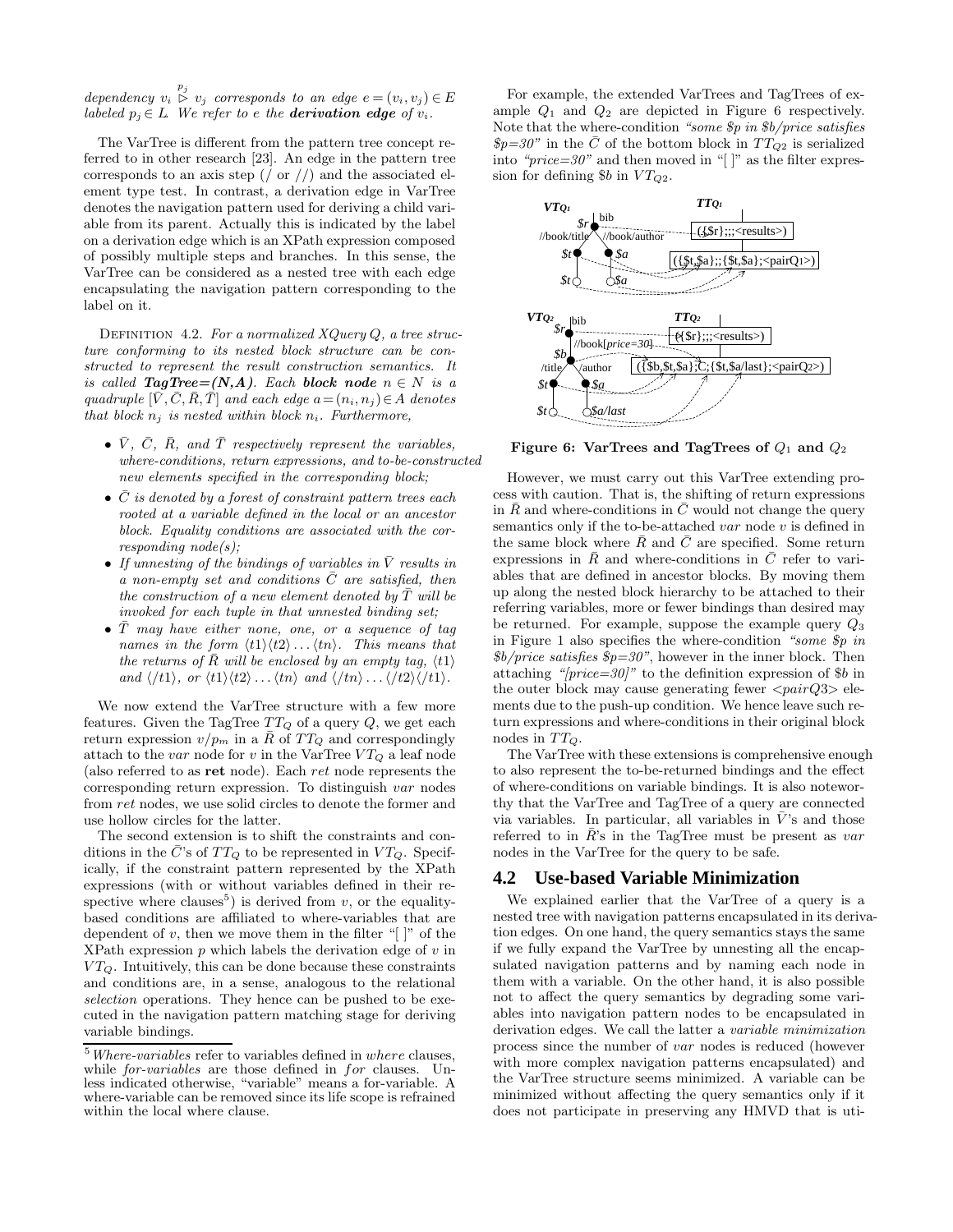dependency $v_i \overset{p_j}{\triangleright} v_j$ corresponds to an edge $e = (v_i, v_j) \in E$ labeled $p_j \in L$. We refer to $e$ the ***derivation edge*** of $v_i$.

The VarTree is different from the pattern tree concept referred to in other research [23]. An edge in the pattern tree corresponds to an axis step (/ or //) and the associated element type test. In contrast, a derivation edge in VarTree denotes the navigation pattern used for deriving a child variable from its parent. Actually this is indicated by the label on a derivation edge which is an XPath expression composed of possibly multiple steps and branches. In this sense, the VarTree can be considered as a nested tree with each edge encapsulating the navigation pattern corresponding to the label on it.

Definition 4.2. *For a normalized XQuery $Q$, a tree structure conforming to its nested block structure can be constructed to represent the result construction semantics. It is called **TagTree=(N,A)**. Each **block node** $n \in N$ is a quadruple $[\bar{V}, \bar{C}, \bar{R}, \bar{T}]$ and each edge $a = (n_i, n_j) \in A$ denotes that block $n_j$ is nested within block $n_i$. Furthermore,*

- *$\bar{V}$, $\bar{C}$, $\bar{R}$, and $\bar{T}$ respectively represent the variables, where-conditions, return expressions, and to-be-constructed new elements specified in the corresponding block;*
- *$\bar{C}$ is denoted by a forest of constraint pattern trees each rooted at a variable defined in the local or an ancestor block. Equality conditions are associated with the corresponding node(s);*
- *If unnesting of the bindings of variables in $\bar{V}$ results in a non-empty set and conditions $\bar{C}$ are satisfied, then the construction of a new element denoted by $\bar{T}$ will be invoked for each tuple in that unnested binding set;*
- *$\bar{T}$ may have either none, one, or a sequence of tag names in the form $\langle t1\rangle\langle t2\rangle \dots \langle tn\rangle$. This means that the returns of $\bar{R}$ will be enclosed by an empty tag, $\langle t1\rangle$ and $\langle /t1\rangle$, or $\langle t1\rangle\langle t2\rangle \dots \langle tn\rangle$ and $\langle /tn\rangle \dots \langle /t2\rangle\langle /t1\rangle$.*

We now extend the VarTree structure with a few more features. Given the TagTree $TT_Q$ of a query $Q$, we get each return expression $v/p_m$ in a $\bar{R}$ of $TT_Q$ and correspondingly attach to the *var* node for $v$ in the VarTree $VT_Q$ a leaf node (also referred to as **ret** node). Each *ret* node represents the corresponding return expression. To distinguish *var* nodes from *ret* nodes, we use solid circles to denote the former and use hollow circles for the latter.

The second extension is to shift the constraints and conditions in the $\bar{C}$'s of $TT_Q$ to be represented in $VT_Q$. Specifically, if the constraint pattern represented by the XPath expressions (with or without variables defined in their respective where clauses[5]) is derived from $v$, or the equality-based conditions are affiliated to where-variables that are dependent of $v$, then we move them in the filter "[ ]" of the XPath expression $p$ which labels the derivation edge of $v$ in $VT_Q$. Intuitively, this can be done because these constraints and conditions are, in a sense, analogous to the relational *selection* operations. They hence can be pushed to be executed in the navigation pattern matching stage for deriving variable bindings.

[5] *Where-variables* refer to variables defined in *where* clauses, while *for-variables* are those defined in *for* clauses. Unless indicated otherwise, "variable" means a for-variable. A where-variable can be removed since its life scope is refrained within the local where clause.

For example, the extended VarTrees and TagTrees of example $Q_1$ and $Q_2$ are depicted in Figure 6 respectively. Note that the where-condition *"some $p in $b/price satisfies $p=30"* in the $\bar{C}$ of the bottom block in $TT_{Q2}$ is serialized into *"price=30"* and then moved in "[ ]" as the filter expression for defining $b in $VT_{Q2}$.

**Figure 6: VarTrees and TagTrees of $Q_1$ and $Q_2$**

However, we must carry out this VarTree extending process with caution. That is, the shifting of return expressions in $\bar{R}$ and where-conditions in $\bar{C}$ would not change the query semantics only if the to-be-attached *var* node $v$ is defined in the same block where $\bar{R}$ and $\bar{C}$ are specified. Some return expressions in $\bar{R}$ and where-conditions in $\bar{C}$ refer to variables that are defined in ancestor blocks. By moving them up along the nested block hierarchy to be attached to their referring variables, more or fewer bindings than desired may be returned. For example, suppose the example query $Q_3$ in Figure 1 also specifies the where-condition *"some $p in $b/price satisfies $p=30"*, however in the inner block. Then attaching *"[price=30]"* to the definition expression of $b in the outer block may cause generating fewer <*pairQ3*> elements due to the push-up condition. We hence leave such return expressions and where-conditions in their original block nodes in $TT_Q$.

The VarTree with these extensions is comprehensive enough to also represent the to-be-returned bindings and the effect of where-conditions on variable bindings. It is also noteworthy that the VarTree and TagTree of a query are connected via variables. In particular, all variables in $\bar{V}$'s and those referred to in $\bar{R}$'s in the TagTree must be present as *var* nodes in the VarTree for the query to be safe.

## 4.2 Use-based Variable Minimization

We explained earlier that the VarTree of a query is a nested tree with navigation patterns encapsulated in its derivation edges. On one hand, the query semantics stays the same if we fully expand the VarTree by unnesting all the encapsulated navigation patterns and by naming each node in them with a variable. On the other hand, it is also possible not to affect the query semantics by degrading some variables into navigation pattern nodes to be encapsulated in derivation edges. We call the latter a *variable minimization* process since the number of *var* nodes is reduced (however with more complex navigation patterns encapsulated) and the VarTree structure seems minimized. A variable can be minimized without affecting the query semantics only if it does not participate in preserving any HMVD that is uti-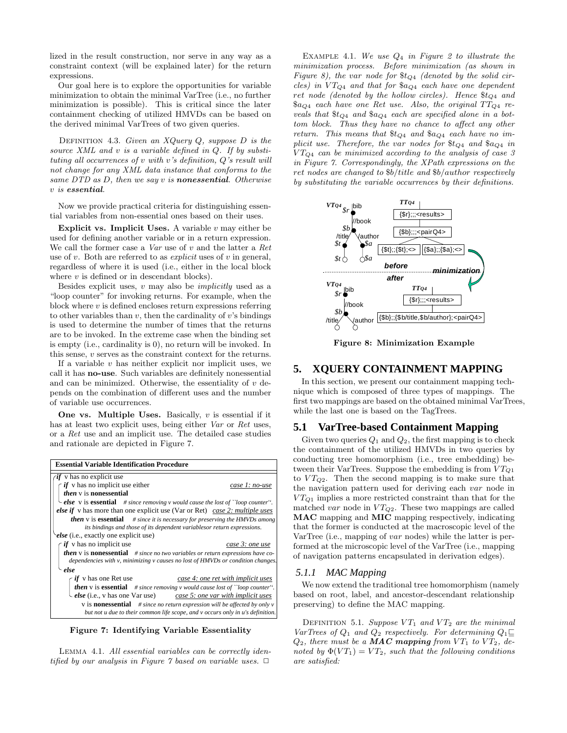lized in the result construction, nor serve in any way as a constraint context (will be explained later) for the return expressions.

Our goal here is to explore the opportunities for variable minimization to obtain the minimal VarTree (i.e., no further minimization is possible). This is critical since the later containment checking of utilized HMVDs can be based on the derived minimal VarTrees of two given queries.

Definition 4.3. *Given an XQuery $Q$, suppose $D$ is the source XML and $v$ is a variable defined in $Q$. If by substituting all occurrences of $v$ with $v$'s definition, $Q$'s result will not change for any XML data instance that conforms to the same DTD as $D$, then we say $v$ is **nonessential**. Otherwise $v$ is **essential**.*

Now we provide practical criteria for distinguishing essential variables from non-essential ones based on their uses.

**Explicit vs. Implicit Uses.** A variable $v$ may either be used for defining another variable or in a return expression. We call the former case a *Var* use of $v$ and the latter a *Ret* use of $v$. Both are referred to as *explicit* uses of $v$ in general, regardless of where it is used (i.e., either in the local block where $v$ is defined or in descendant blocks).

Besides explicit uses, $v$ may also be *implicitly* used as a "loop counter" for invoking returns. For example, when the block where $v$ is defined encloses return expressions referring to other variables than $v$, then the cardinality of $v$'s bindings is used to determine the number of times that the returns are to be invoked. In the extreme case when the binding set is empty (i.e., cardinality is 0), no return will be invoked. In this sense, $v$ serves as the constraint context for the returns.

If a variable $v$ has neither explicit nor implicit uses, we call it has **no-use**. Such variables are definitely nonessential and can be minimized. Otherwise, the essentiality of $v$ depends on the combination of different uses and the number of variable use occurrences.

**One vs. Multiple Uses.** Basically, $v$ is essential if it has at least two explicit uses, being either *Var* or *Ret* uses, or a *Ret* use and an implicit use. The detailed case studies and rationale are depicted in Figure 7.

**Essential Variable Identification Procedure**

```
if v has no explicit use
    if v has no implicit use either                                  case 1: no-use
    then v is nonessential
    else v is essential   # since removing v would cause the lost of ``loop counter''.
else if v has more than one explicit use (Var or Ret)                case 2: multiple uses
    then v is essential   # since it is necessary for preserving the HMVDs among
                            its bindings and those of its dependent variablesor return expressions.
else (i.e., exactly one explicit use)
    if v has no implicit use                                         case 3: one use
    then v is nonessential   # since no two variables or return expressions have co-
         dependencies with v, minimizing v causes no lost of HMVDs or condition changes.
    else
        if v has one Ret use                                         case 4: one ret with implicit uses
        then v is essential   # since removing v would cause lost of ``loop counter''.
        else (i.e., v has one Var use)                               case 5: one var with implicit uses
            v is nonessential   # since no return expression will be affected by only v
            but not u due to their common life scope, and v occurs only in u's definition.
```

**Figure 7: Identifying Variable Essentiality**

Lemma 4.1. *All essential variables can be correctly identified by our analysis in Figure 7 based on variable uses.* □

Example 4.1. *We use $Q_4$ in Figure 2 to illustrate the minimization process. Before minimization (as shown in Figure 8), the var node for $\$t_{Q4}$ (denoted by the solid circles) in $VT_{Q4}$ and that for $\$a_{Q4}$ each have one dependent ret node (denoted by the hollow circles). Hence $\$t_{Q4}$ and $\$a_{Q4}$ each have one Ret use. Also, the original $TT_{Q4}$ reveals that $\$t_{Q4}$ and $\$a_{Q4}$ each are specified alone in a bottom block. Thus they have no chance to affect any other return. This means that $\$t_{Q4}$ and $\$a_{Q4}$ each have no implicit use. Therefore, the var nodes for $\$t_{Q4}$ and $\$a_{Q4}$ in $VT_{Q4}$ can be minimized according to the analysis of case 3 in Figure 7. Correspondingly, the XPath expressions on the ret nodes are changed to \$b/title and \$b/author respectively by substituting the variable occurrences by their definitions.*

**Figure 8: Minimization Example**

## 5. XQUERY CONTAINMENT MAPPING

In this section, we present our containment mapping technique which is composed of three types of mappings. The first two mappings are based on the obtained minimal VarTrees, while the last one is based on the TagTrees.

### 5.1 VarTree-based Containment Mapping

Given two queries $Q_1$ and $Q_2$, the first mapping is to check the containment of the utilized HMVDs in two queries by conducting tree homomorphism (i.e., tree embedding) between their VarTrees. Suppose the embedding is from $VT_{Q1}$ to $VT_{Q2}$. Then the second mapping is to make sure that the navigation pattern used for deriving each *var* node in $VT_{Q1}$ implies a more restricted constraint than that for the matched *var* node in $VT_{Q2}$. These two mappings are called **MAC** mapping and **MIC** mapping respectively, indicating that the former is conducted at the macroscopic level of the VarTree (i.e., mapping of *var* nodes) while the latter is performed at the microscopic level of the VarTree (i.e., mapping of navigation patterns encapsulated in derivation edges).

#### 5.1.1 MAC Mapping

We now extend the traditional tree homomorphism (namely based on root, label, and ancestor-descendant relationship preserving) to define the MAC mapping.

Definition 5.1. *Suppose $VT_1$ and $VT_2$ are the minimal VarTrees of $Q_1$ and $Q_2$ respectively. For determining $Q_1 \sqsubseteq Q_2$, there must be a **MAC mapping** from $VT_1$ to $VT_2$, denoted by $\Phi(VT_1) = VT_2$, such that the following conditions are satisfied:*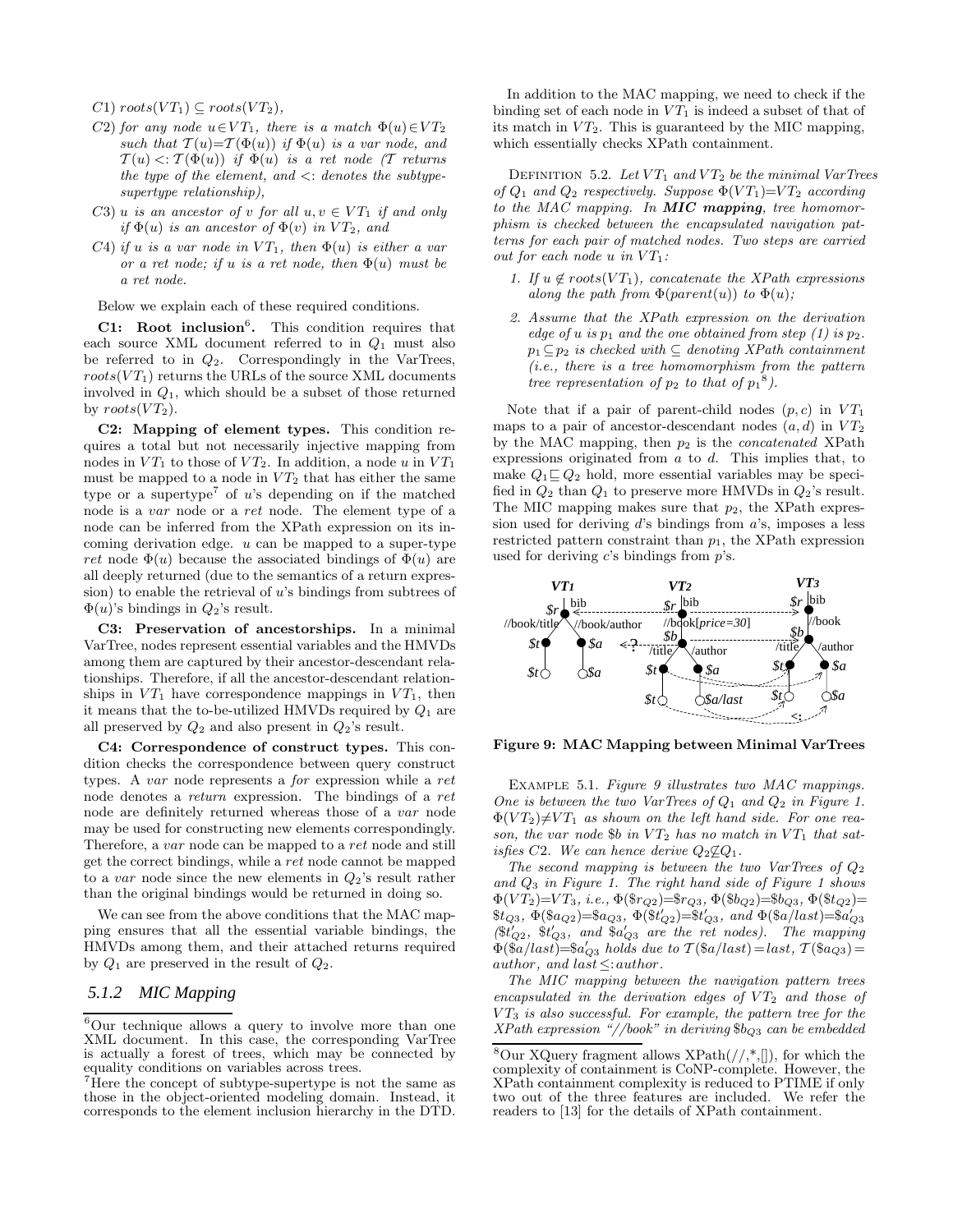*C1)* $roots(VT_1) \subseteq roots(VT_2)$,

*C2) for any node* $u \in VT_1$*, there is a match* $\Phi(u) \in VT_2$ *such that* $\mathcal{T}(u) = \mathcal{T}(\Phi(u))$ *if* $\Phi(u)$ *is a var node, and* $\mathcal{T}(u) <: \mathcal{T}(\Phi(u))$ *if* $\Phi(u)$ *is a ret node (*$\mathcal{T}$ *returns the type of the element, and* $<:$ *denotes the subtype-supertype relationship),*

*C3)* $u$ *is an ancestor of* $v$ *for all* $u, v \in VT_1$ *if and only if* $\Phi(u)$ *is an ancestor of* $\Phi(v)$ *in* $VT_2$*, and*

*C4) if* $u$ *is a var node in* $VT_1$*, then* $\Phi(u)$ *is either a var or a ret node; if* $u$ *is a ret node, then* $\Phi(u)$ *must be a ret node.*

Below we explain each of these required conditions.

**C1: Root inclusion**[6]**.** This condition requires that each source XML document referred to in $Q_1$ must also be referred to in $Q_2$. Correspondingly in the VarTrees, $roots(VT_1)$ returns the URLs of the source XML documents involved in $Q_1$, which should be a subset of those returned by $roots(VT_2)$.

**C2: Mapping of element types.** This condition requires a total but not necessarily injective mapping from nodes in $VT_1$ to those of $VT_2$. In addition, a node $u$ in $VT_1$ must be mapped to a node in $VT_2$ that has either the same type or a supertype[7] of $u$'s depending on if the matched node is a *var* node or a *ret* node. The element type of a node can be inferred from the XPath expression on its incoming derivation edge. $u$ can be mapped to a super-type *ret* node $\Phi(u)$ because the associated bindings of $\Phi(u)$ are all deeply returned (due to the semantics of a return expression) to enable the retrieval of $u$'s bindings from subtrees of $\Phi(u)$'s bindings in $Q_2$'s result.

**C3: Preservation of ancestorships.** In a minimal VarTree, nodes represent essential variables and the HMVDs among them are captured by their ancestor-descendant relationships. Therefore, if all the ancestor-descendant relationships in $VT_1$ have correspondence mappings in $VT_1$, then it means that the to-be-utilized HMVDs required by $Q_1$ are all preserved by $Q_2$ and also present in $Q_2$'s result.

**C4: Correspondence of construct types.** This condition checks the correspondence between query construct types. A *var* node represents a *for* expression while a *ret* node denotes a *return* expression. The bindings of a *ret* node are definitely returned whereas those of a *var* node may be used for constructing new elements correspondingly. Therefore, a *var* node can be mapped to a *ret* node and still get the correct bindings, while a *ret* node cannot be mapped to a *var* node since the new elements in $Q_2$'s result rather than the original bindings would be returned in doing so.

We can see from the above conditions that the MAC mapping ensures that all the essential variable bindings, the HMVDs among them, and their attached returns required by $Q_1$ are preserved in the result of $Q_2$.

### 5.1.2 MIC Mapping

In addition to the MAC mapping, we need to check if the binding set of each node in $VT_1$ is indeed a subset of that of its match in $VT_2$. This is guaranteed by the MIC mapping, which essentially checks XPath containment.

Definition 5.2. *Let* $VT_1$ *and* $VT_2$ *be the minimal VarTrees of* $Q_1$ *and* $Q_2$ *respectively. Suppose* $\Phi(VT_1)=VT_2$ *according to the MAC mapping. In* ***MIC mapping****, tree homomorphism is checked between the encapsulated navigation patterns for each pair of matched nodes. Two steps are carried out for each node* $u$ *in* $VT_1$*:*

1. *If* $u \notin roots(VT_1)$*, concatenate the XPath expressions along the path from* $\Phi(parent(u))$ *to* $\Phi(u)$*;*
2. *Assume that the XPath expression on the derivation edge of* $u$ *is* $p_1$ *and the one obtained from step (1) is* $p_2$*.* $p_1 \subseteq p_2$ *is checked with* $\subseteq$ *denoting XPath containment (i.e., there is a tree homomorphism from the pattern tree representation of* $p_2$ *to that of* $p_1$[8]*).*

Note that if a pair of parent-child nodes $(p, c)$ in $VT_1$ maps to a pair of ancestor-descendant nodes $(a, d)$ in $VT_2$ by the MAC mapping, then $p_2$ is the *concatenated* XPath expressions originated from $a$ to $d$. This implies that, to make $Q_1 \sqsubseteq Q_2$ hold, more essential variables may be specified in $Q_2$ than $Q_1$ to preserve more HMVDs in $Q_2$'s result. The MIC mapping makes sure that $p_2$, the XPath expression used for deriving $d$'s bindings from $a$'s, imposes a less restricted pattern constraint than $p_1$, the XPath expression used for deriving $c$'s bindings from $p$'s.

**Figure 9: MAC Mapping between Minimal VarTrees**

Example 5.1. *Figure 9 illustrates two MAC mappings. One is between the two VarTrees of* $Q_1$ *and* $Q_2$ *in Figure 1.* $\Phi(VT_2) \neq VT_1$ *as shown on the left hand side. For one reason, the var node* $\$b$ *in* $VT_2$ *has no match in* $VT_1$ *that satisfies C2. We can hence derive* $Q_2 \not\sqsubseteq Q_1$*.*

*The second mapping is between the two VarTrees of* $Q_2$ *and* $Q_3$ *in Figure 1. The right hand side of Figure 1 shows* $\Phi(VT_2)=VT_3$*, i.e.,* $\Phi(\$r_{Q2})=\$r_{Q3}$*,* $\Phi(\$b_{Q2})=\$b_{Q3}$*,* $\Phi(\$t_{Q2})=\$t_{Q3}$*,* $\Phi(\$a_{Q2})=\$a_{Q3}$*,* $\Phi(\$t'_{Q2})=\$t'_{Q3}$*, and* $\Phi(\$a/last)=\$a'_{Q3}$ *(*$\$t'_{Q2}$*,* $\$t'_{Q3}$*, and* $\$a'_{Q3}$ *are the ret nodes). The mapping* $\Phi(\$a/last)=\$a'_{Q3}$ *holds due to* $\mathcal{T}(\$a/last)=last$*,* $\mathcal{T}(\$a_{Q3})=author$*, and* $last \leq: author$*.*

*The MIC mapping between the navigation pattern trees encapsulated in the derivation edges of* $VT_2$ *and those of* $VT_3$ *is also successful. For example, the pattern tree for the XPath expression "//book" in deriving* $\$b_{Q3}$ *can be embedded*

---

[6] Our technique allows a query to involve more than one XML document. In this case, the corresponding VarTree is actually a forest of trees, which may be connected by equality conditions on variables across trees.

[7] Here the concept of subtype-supertype is not the same as those in the object-oriented modeling domain. Instead, it corresponds to the element inclusion hierarchy in the DTD.

[8] Our XQuery fragment allows XPath(//,*,[]), for which the complexity of containment is CoNP-complete. However, the XPath containment complexity is reduced to PTIME if only two out of the three features are included. We refer the readers to [13] for the details of XPath containment.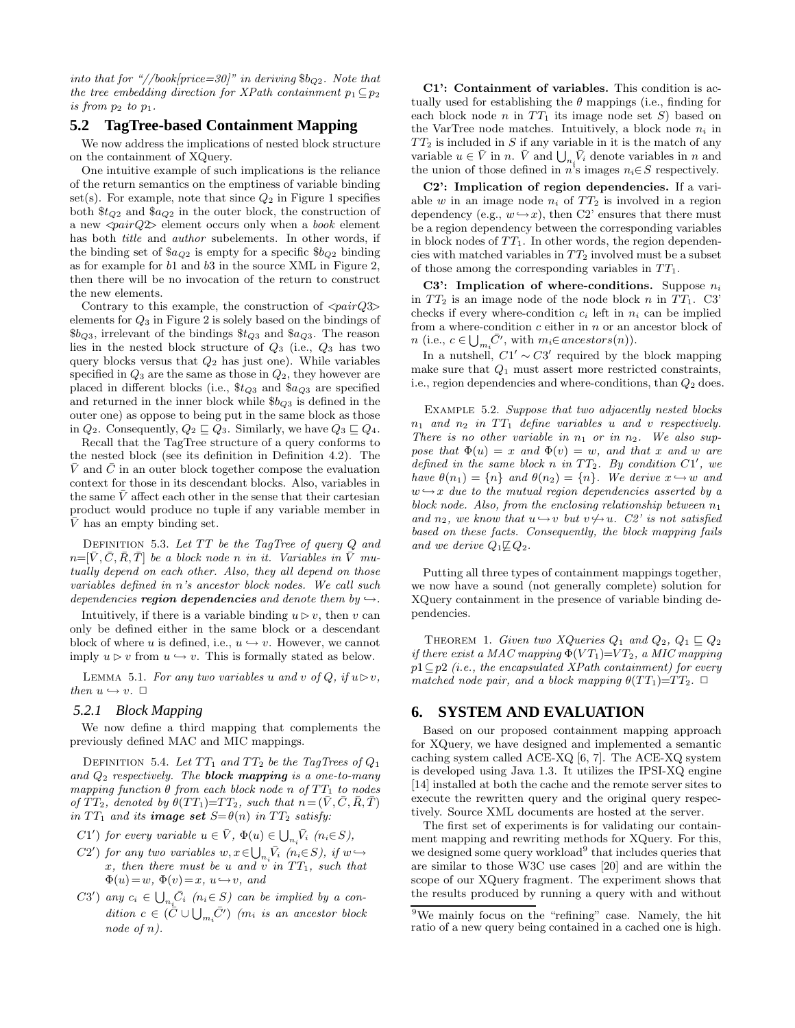into that for "//book[price=30]" in deriving $\$b_{Q2}$. Note that the tree embedding direction for XPath containment $p_1 \subseteq p_2$ is from $p_2$ to $p_1$.

## 5.2 TagTree-based Containment Mapping

We now address the implications of nested block structure on the containment of XQuery.

One intuitive example of such implications is the reliance of the return semantics on the emptiness of variable binding set(s). For example, note that since $Q_2$ in Figure 1 specifies both $\$t_{Q2}$ and $\$a_{Q2}$ in the outer block, the construction of a new <pairQ2> element occurs only when a *book* element has both *title* and *author* subelements. In other words, if the binding set of $\$a_{Q2}$ is empty for a specific $\$b_{Q2}$ binding as for example for $b1$ and $b3$ in the source XML in Figure 2, then there will be no invocation of the return to construct the new elements.

Contrary to this example, the construction of <pairQ3> elements for $Q_3$ in Figure 2 is solely based on the bindings of $\$b_{Q3}$, irrelevant of the bindings $\$t_{Q3}$ and $\$a_{Q3}$. The reason lies in the nested block structure of $Q_3$ (i.e., $Q_3$ has two query blocks versus that $Q_2$ has just one). While variables specified in $Q_3$ are the same as those in $Q_2$, they however are placed in different blocks (i.e., $\$t_{Q3}$ and $\$a_{Q3}$ are specified and returned in the inner block while $\$b_{Q3}$ is defined in the outer one) as oppose to being put in the same block as those in $Q_2$. Consequently, $Q_2 \sqsubseteq Q_3$. Similarly, we have $Q_3 \sqsubseteq Q_4$.

Recall that the TagTree structure of a query conforms to the nested block (see its definition in Definition 4.2). The $\bar{V}$ and $\bar{C}$ in an outer block together compose the evaluation context for those in its descendant blocks. Also, variables in the same $\bar{V}$ affect each other in the sense that their cartesian product would produce no tuple if any variable member in $\bar{V}$ has an empty binding set.

Definition 5.3. *Let $TT$ be the TagTree of query $Q$ and $n=[\bar{V}, \bar{C}, \bar{R}, \bar{T}]$ be a block node $n$ in it. Variables in $\bar{V}$ mutually depend on each other. Also, they all depend on those variables defined in $n$'s ancestor block nodes. We call such dependencies* ***region dependencies*** *and denote them by $\hookrightarrow$.*

Intuitively, if there is a variable binding $u \rhd v$, then $v$ can only be defined either in the same block or a descendant block of where $u$ is defined, i.e., $u \hookrightarrow v$. However, we cannot imply $u \rhd v$ from $u \hookrightarrow v$. This is formally stated as below.

Lemma 5.1. *For any two variables $u$ and $v$ of $Q$, if $u \rhd v$, then $u \hookrightarrow v$.* □

### 5.2.1 Block Mapping

We now define a third mapping that complements the previously defined MAC and MIC mappings.

Definition 5.4. *Let $TT_1$ and $TT_2$ be the TagTrees of $Q_1$ and $Q_2$ respectively. The* ***block mapping*** *is a one-to-many mapping function $\theta$ from each block node $n$ of $TT_1$ to nodes of $TT_2$, denoted by $\theta(TT_1)$=$TT_2$, such that $n=(\bar{V}, \bar{C}, \bar{R}, \bar{T})$ in $TT_1$ and its* ***image set*** *$S$=$\theta(n)$ in $TT_2$ satisfy:*

- *C1') for every variable $u \in \bar{V}$, $\Phi(u) \in \bigcup_{n_i} \bar{V}_i$ ($n_i \in S$),*
- *C2') for any two variables $w, x \in \bigcup_{n_i} \bar{V}_i$ ($n_i \in S$), if $w \hookrightarrow x$, then there must be $u$ and $v$ in $TT_1$, such that $\Phi(u)=w$, $\Phi(v)=x$, $u \hookrightarrow v$, and*
- *C3') any $c_i \in \bigcup_{n_i} \bar{C}_i$ ($n_i \in S$) can be implied by a condition $c \in (\bar{C} \cup \bigcup_{m_i} \bar{C}')$ ($m_i$ is an ancestor block node of $n$).*

**C1': Containment of variables.** This condition is actually used for establishing the $\theta$ mappings (i.e., finding for each block node $n$ in $TT_1$ its image node set $S$) based on the VarTree node matches. Intuitively, a block node $n_i$ in $TT_2$ is included in $S$ if any variable in it is the match of any variable $u \in \bar{V}$ in $n$. $\bar{V}$ and $\bigcup_{n_i} \bar{V}_i$ denote variables in $n$ and the union of those defined in $n$'s images $n_i \in S$ respectively.

**C2': Implication of region dependencies.** If a variable $w$ in an image node $n_i$ of $TT_2$ is involved in a region dependency (e.g., $w \hookrightarrow x$), then C2' ensures that there must be a region dependency between the corresponding variables in block nodes of $TT_1$. In other words, the region dependencies with matched variables in $TT_2$ involved must be a subset of those among the corresponding variables in $TT_1$.

**C3': Implication of where-conditions.** Suppose $n_i$ in $TT_2$ is an image node of the node block $n$ in $TT_1$. C3' checks if every where-condition $c_i$ left in $n_i$ can be implied from a where-condition $c$ either in $n$ or an ancestor block of $n$ (i.e., $c \in \bigcup_{m_i} \bar{C}'$, with $m_i \in ancestors(n)$).

In a nutshell, $C1' \sim C3'$ required by the block mapping make sure that $Q_1$ must assert more restricted constraints, i.e., region dependencies and where-conditions, than $Q_2$ does.

Example 5.2. *Suppose that two adjacently nested blocks $n_1$ and $n_2$ in $TT_1$ define variables $u$ and $v$ respectively. There is no other variable in $n_1$ or in $n_2$. We also suppose that $\Phi(u) = x$ and $\Phi(v) = w$, and that $x$ and $w$ are defined in the same block $n$ in $TT_2$. By condition $C1'$, we have $\theta(n_1) = \{n\}$ and $\theta(n_2) = \{n\}$. We derive $x \hookrightarrow w$ and $w \hookrightarrow x$ due to the mutual region dependencies asserted by a block node. Also, from the enclosing relationship between $n_1$ and $n_2$, we know that $u \hookrightarrow v$ but $v \not\hookrightarrow u$. C2' is not satisfied based on these facts. Consequently, the block mapping fails and we derive $Q_1 \not\sqsubseteq Q_2$.*

Putting all three types of containment mappings together, we now have a sound (not generally complete) solution for XQuery containment in the presence of variable binding dependencies.

Theorem 1. *Given two XQueries $Q_1$ and $Q_2$, $Q_1 \sqsubseteq Q_2$ if there exist a MAC mapping $\Phi(VT_1)$=$VT_2$, a MIC mapping $p1 \subseteq p2$ (i.e., the encapsulated XPath containment) for every matched node pair, and a block mapping $\theta(TT_1)$=$TT_2$.* □

## 6. SYSTEM AND EVALUATION

Based on our proposed containment mapping approach for XQuery, we have designed and implemented a semantic caching system called ACE-XQ [6, 7]. The ACE-XQ system is developed using Java 1.3. It utilizes the IPSI-XQ engine [14] installed at both the cache and the remote server sites to execute the rewritten query and the original query respectively. Source XML documents are hosted at the server.

The first set of experiments is for validating our containment mapping and rewriting methods for XQuery. For this, we designed some query workload[9] that includes queries that are similar to those W3C use cases [20] and are within the scope of our XQuery fragment. The experiment shows that the results produced by running a query with and without

[9] We mainly focus on the "refining" case. Namely, the hit ratio of a new query being contained in a cached one is high.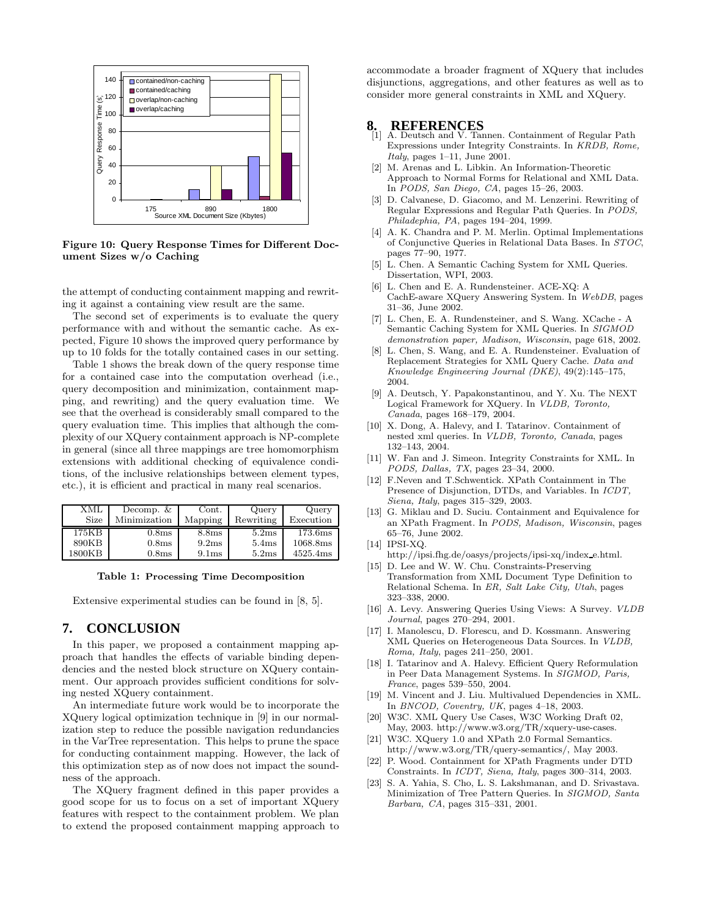140
120
100
80
60
40
20
0

Query Response Time (s)

contained/non-caching
contained/caching
overlap/non-caching
overlap/caching

175
890
1800

Source XML Document Size (Kbytes)

**Figure 10: Query Response Times for Different Document Sizes w/o Caching**

the attempt of conducting containment mapping and rewriting it against a containing view result are the same.

The second set of experiments is to evaluate the query performance with and without the semantic cache. As expected, Figure 10 shows the improved query performance by up to 10 folds for the totally contained cases in our setting.

Table 1 shows the break down of the query response time for a contained case into the computation overhead (i.e., query decomposition and minimization, containment mapping, and rewriting) and the query evaluation time. We see that the overhead is considerably small compared to the query evaluation time. This implies that although the complexity of our XQuery containment approach is NP-complete in general (since all three mappings are tree homomorphism extensions with additional checking of equivalence conditions, of the inclusive relationships between element types, etc.), it is efficient and practical in many real scenarios.

| XML Size | Decomp. & Minimization | Cont. Mapping | Query Rewriting | Query Execution |
|---|---|---|---|---|
| 175KB | 0.8ms | 8.8ms | 5.2ms | 173.6ms |
| 890KB | 0.8ms | 9.2ms | 5.4ms | 1068.8ms |
| 1800KB | 0.8ms | 9.1ms | 5.2ms | 4525.4ms |

**Table 1: Processing Time Decomposition**

Extensive experimental studies can be found in [8, 5].

## 7. CONCLUSION

In this paper, we proposed a containment mapping approach that handles the effects of variable binding dependencies and the nested block structure on XQuery containment. Our approach provides sufficient conditions for solving nested XQuery containment.

An intermediate future work would be to incorporate the XQuery logical optimization technique in [9] in our normalization step to reduce the possible navigation redundancies in the VarTree representation. This helps to prune the space for conducting containment mapping. However, the lack of this optimization step as of now does not impact the soundness of the approach.

The XQuery fragment defined in this paper provides a good scope for us to focus on a set of important XQuery features with respect to the containment problem. We plan to extend the proposed containment mapping approach to accommodate a broader fragment of XQuery that includes disjunctions, aggregations, and other features as well as to consider more general constraints in XML and XQuery.

## 8. REFERENCES

[1] A. Deutsch and V. Tannen. Containment of Regular Path Expressions under Integrity Constraints. In *KRDB, Rome, Italy*, pages 1–11, June 2001.

[2] M. Arenas and L. Libkin. An Information-Theoretic Approach to Normal Forms for Relational and XML Data. In *PODS, San Diego, CA*, pages 15–26, 2003.

[3] D. Calvanese, D. Giacomo, and M. Lenzerini. Rewriting of Regular Expressions and Regular Path Queries. In *PODS, Philadephia, PA*, pages 194–204, 1999.

[4] A. K. Chandra and P. M. Merlin. Optimal Implementations of Conjunctive Queries in Relational Data Bases. In *STOC*, pages 77–90, 1977.

[5] L. Chen. A Semantic Caching System for XML Queries. Dissertation, WPI, 2003.

[6] L. Chen and E. A. Rundensteiner. ACE-XQ: A CachE-aware XQuery Answering System. In *WebDB*, pages 31–36, June 2002.

[7] L. Chen, E. A. Rundensteiner, and S. Wang. XCache - A Semantic Caching System for XML Queries. In *SIGMOD demonstration paper, Madison, Wisconsin*, page 618, 2002.

[8] L. Chen, S. Wang, and E. A. Rundensteiner. Evaluation of Replacement Strategies for XML Query Cache. *Data and Knowledge Engineering Journal (DKE)*, 49(2):145–175, 2004.

[9] A. Deutsch, Y. Papakonstantinou, and Y. Xu. The NEXT Logical Framework for XQuery. In *VLDB, Toronto, Canada*, pages 168–179, 2004.

[10] X. Dong, A. Halevy, and I. Tatarinov. Containment of nested xml queries. In *VLDB, Toronto, Canada*, pages 132–143, 2004.

[11] W. Fan and J. Simeon. Integrity Constraints for XML. In *PODS, Dallas, TX*, pages 23–34, 2000.

[12] F.Neven and T.Schwentick. XPath Containment in The Presence of Disjunction, DTDs, and Variables. In *ICDT, Siena, Italy*, pages 315–329, 2003.

[13] G. Miklau and D. Suciu. Containment and Equivalence for an XPath Fragment. In *PODS, Madison, Wisconsin*, pages 65–76, June 2002.

[14] IPSI-XQ. http://ipsi.fhg.de/oasys/projects/ipsi-xq/index_e.html.

[15] D. Lee and W. W. Chu. Constraints-Preserving Transformation from XML Document Type Definition to Relational Schema. In *ER, Salt Lake City, Utah*, pages 323–338, 2000.

[16] A. Levy. Answering Queries Using Views: A Survey. *VLDB Journal*, pages 270–294, 2001.

[17] I. Manolescu, D. Florescu, and D. Kossmann. Answering XML Queries on Heterogeneous Data Sources. In *VLDB, Roma, Italy*, pages 241–250, 2001.

[18] I. Tatarinov and A. Halevy. Efficient Query Reformulation in Peer Data Management Systems. In *SIGMOD, Paris, France*, pages 539–550, 2004.

[19] M. Vincent and J. Liu. Multivalued Dependencies in XML. In *BNCOD, Coventry, UK*, pages 4–18, 2003.

[20] W3C. XML Query Use Cases, W3C Working Draft 02, May, 2003. http://www.w3.org/TR/xquery-use-cases.

[21] W3C. XQuery 1.0 and XPath 2.0 Formal Semantics. http://www.w3.org/TR/query-semantics/, May 2003.

[22] P. Wood. Containment for XPath Fragments under DTD Constraints. In *ICDT, Siena, Italy*, pages 300–314, 2003.

[23] S. A. Yahia, S. Cho, L. S. Lakshmanan, and D. Srivastava. Minimization of Tree Pattern Queries. In *SIGMOD, Santa Barbara, CA*, pages 315–331, 2001.